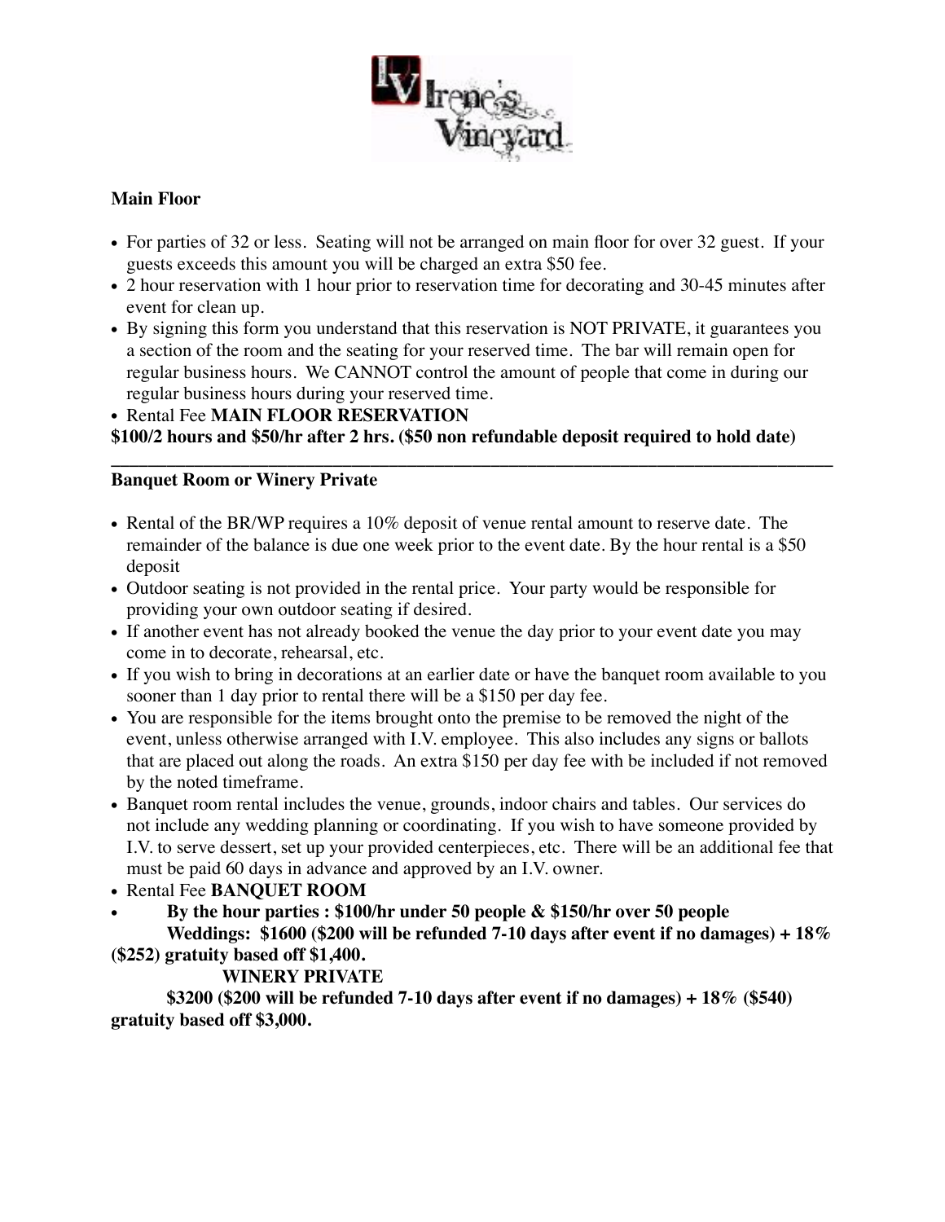## Main Floor

- For parties of 32 or less. Seating will not be arranged on main floor for over 32 guest. If your guests exceeds this amount you will be charged an extra $50 fee.
- 2 hour reservation with 1 hour prior to reservation time for decorating and 30-45 minutes after event for clean up.
- By signing this form you understand that this reservation is NOT PRIVATE, it guarantees you a section of the room and the seating for your reserved time. The bar will remain open for regular business hours. We CANNOT control the amount of people that come in during our regular business hours during your reserved time.
- Rental Fee **MAIN FLOOR RESERVATION**

**$100/2 hours and $50/hr after 2 hrs. ($50 non refundable deposit required to hold date)**

---

## Banquet Room or Winery Private

- Rental of the BR/WP requires a 10% deposit of venue rental amount to reserve date. The remainder of the balance is due one week prior to the event date. By the hour rental is a $50 deposit
- Outdoor seating is not provided in the rental price. Your party would be responsible for providing your own outdoor seating if desired.
- If another event has not already booked the venue the day prior to your event date you may come in to decorate, rehearsal, etc.
- If you wish to bring in decorations at an earlier date or have the banquet room available to you sooner than 1 day prior to rental there will be a $150 per day fee.
- You are responsible for the items brought onto the premise to be removed the night of the event, unless otherwise arranged with I.V. employee. This also includes any signs or ballots that are placed out along the roads. An extra $150 per day fee with be included if not removed by the noted timeframe.
- Banquet room rental includes the venue, grounds, indoor chairs and tables. Our services do not include any wedding planning or coordinating. If you wish to have someone provided by I.V. to serve dessert, set up your provided centerpieces, etc. There will be an additional fee that must be paid 60 days in advance and approved by an I.V. owner.
- Rental Fee **BANQUET ROOM**
- **By the hour parties : $100/hr under 50 people & $150/hr over 50 people**

**Weddings: $1600 ($200 will be refunded 7-10 days after event if no damages) + 18% ($252) gratuity based off $1,400.**

**WINERY PRIVATE**

**$3200 ($200 will be refunded 7-10 days after event if no damages) + 18% ($540) gratuity based off $3,000.**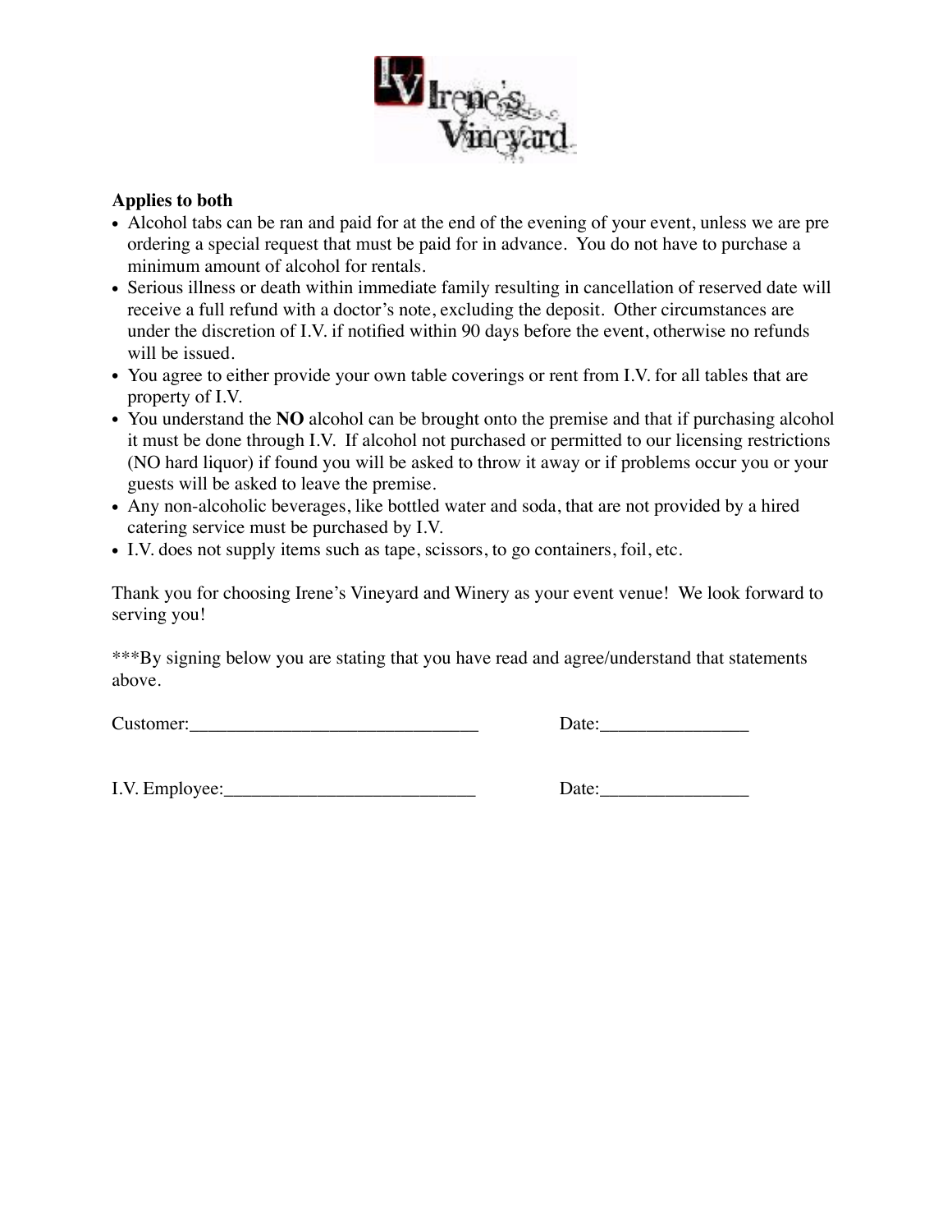**Applies to both**

- Alcohol tabs can be ran and paid for at the end of the evening of your event, unless we are pre ordering a special request that must be paid for in advance. You do not have to purchase a minimum amount of alcohol for rentals.
- Serious illness or death within immediate family resulting in cancellation of reserved date will receive a full refund with a doctor's note, excluding the deposit. Other circumstances are under the discretion of I.V. if notified within 90 days before the event, otherwise no refunds will be issued.
- You agree to either provide your own table coverings or rent from I.V. for all tables that are property of I.V.
- You understand the **NO** alcohol can be brought onto the premise and that if purchasing alcohol it must be done through I.V. If alcohol not purchased or permitted to our licensing restrictions (NO hard liquor) if found you will be asked to throw it away or if problems occur you or your guests will be asked to leave the premise.
- Any non-alcoholic beverages, like bottled water and soda, that are not provided by a hired catering service must be purchased by I.V.
- I.V. does not supply items such as tape, scissors, to go containers, foil, etc.

Thank you for choosing Irene's Vineyard and Winery as your event venue! We look forward to serving you!

***By signing below you are stating that you have read and agree/understand that statements above.

Customer:_______________________________ Date:________________

I.V. Employee:___________________________ Date:________________